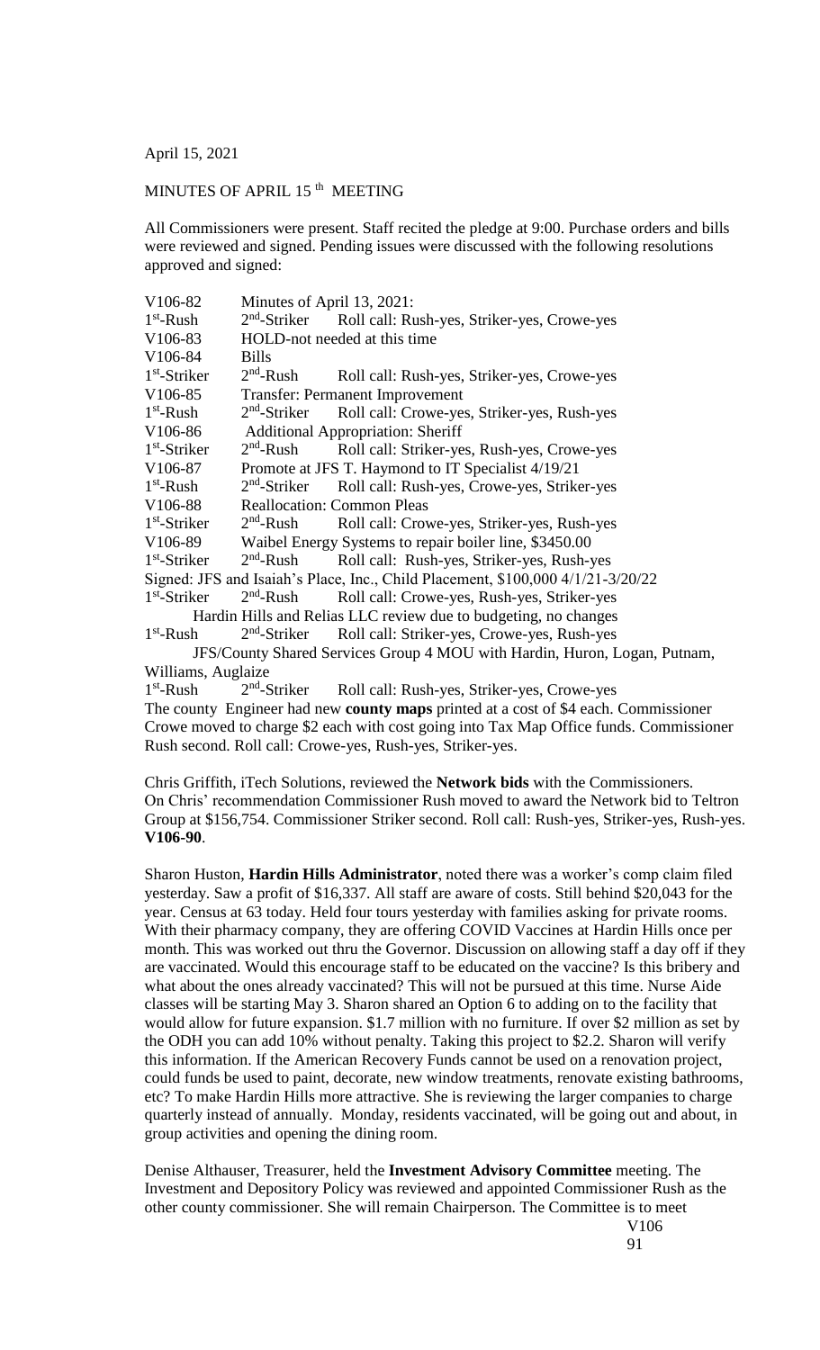April 15, 2021

MINUTES OF APRIL 15 th MEETING

All Commissioners were present. Staff recited the pledge at 9:00. Purchase orders and bills were reviewed and signed. Pending issues were discussed with the following resolutions approved and signed:

V106-82 Minutes of April 13, 2021:
1st-Rush 2nd-Striker Roll call: Rush-yes, Striker-yes, Crowe-yes
V106-83 HOLD-not needed at this time
V106-84 Bills
1st-Striker 2nd-Rush Roll call: Rush-yes, Striker-yes, Crowe-yes
V106-85 Transfer: Permanent Improvement
1st-Rush 2nd-Striker Roll call: Crowe-yes, Striker-yes, Rush-yes
V106-86 Additional Appropriation: Sheriff
1st-Striker 2nd-Rush Roll call: Striker-yes, Rush-yes, Crowe-yes
V106-87 Promote at JFS T. Haymond to IT Specialist 4/19/21
1st-Rush 2nd-Striker Roll call: Rush-yes, Crowe-yes, Striker-yes
V106-88 Reallocation: Common Pleas
1st-Striker 2nd-Rush Roll call: Crowe-yes, Striker-yes, Rush-yes
V106-89 Waibel Energy Systems to repair boiler line, $3450.00
1st-Striker 2nd-Rush Roll call: Rush-yes, Striker-yes, Rush-yes
Signed: JFS and Isaiah's Place, Inc., Child Placement, $100,000 4/1/21-3/20/22
1st-Striker 2nd-Rush Roll call: Crowe-yes, Rush-yes, Striker-yes
Hardin Hills and Relias LLC review due to budgeting, no changes
1st-Rush 2nd-Striker Roll call: Striker-yes, Crowe-yes, Rush-yes
JFS/County Shared Services Group 4 MOU with Hardin, Huron, Logan, Putnam, Williams, Auglaize
1st-Rush 2nd-Striker Roll call: Rush-yes, Striker-yes, Crowe-yes

The county Engineer had new **county maps** printed at a cost of $4 each. Commissioner Crowe moved to charge $2 each with cost going into Tax Map Office funds. Commissioner Rush second. Roll call: Crowe-yes, Rush-yes, Striker-yes.

Chris Griffith, iTech Solutions, reviewed the **Network bids** with the Commissioners. On Chris' recommendation Commissioner Rush moved to award the Network bid to Teltron Group at $156,754. Commissioner Striker second. Roll call: Rush-yes, Striker-yes, Rush-yes. **V106-90**.

Sharon Huston, **Hardin Hills Administrator**, noted there was a worker's comp claim filed yesterday. Saw a profit of $16,337. All staff are aware of costs. Still behind $20,043 for the year. Census at 63 today. Held four tours yesterday with families asking for private rooms. With their pharmacy company, they are offering COVID Vaccines at Hardin Hills once per month. This was worked out thru the Governor. Discussion on allowing staff a day off if they are vaccinated. Would this encourage staff to be educated on the vaccine? Is this bribery and what about the ones already vaccinated? This will not be pursued at this time. Nurse Aide classes will be starting May 3. Sharon shared an Option 6 to adding on to the facility that would allow for future expansion. $1.7 million with no furniture. If over $2 million as set by the ODH you can add 10% without penalty. Taking this project to $2.2. Sharon will verify this information. If the American Recovery Funds cannot be used on a renovation project, could funds be used to paint, decorate, new window treatments, renovate existing bathrooms, etc? To make Hardin Hills more attractive. She is reviewing the larger companies to charge quarterly instead of annually. Monday, residents vaccinated, will be going out and about, in group activities and opening the dining room.

Denise Althauser, Treasurer, held the **Investment Advisory Committee** meeting. The Investment and Depository Policy was reviewed and appointed Commissioner Rush as the other county commissioner. She will remain Chairperson. The Committee is to meet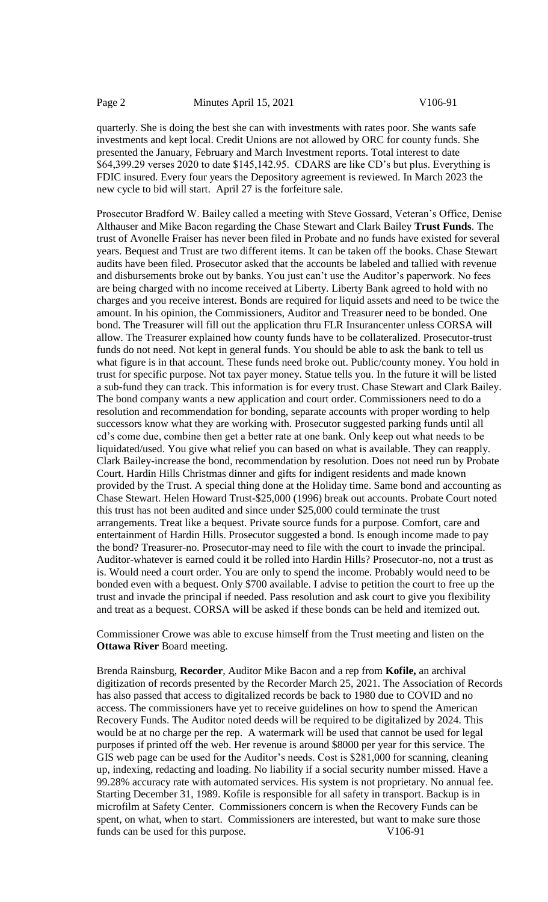quarterly. She is doing the best she can with investments with rates poor. She wants safe investments and kept local. Credit Unions are not allowed by ORC for county funds. She presented the January, February and March Investment reports. Total interest to date $64,399.29 verses 2020 to date $145,142.95. CDARS are like CD's but plus. Everything is FDIC insured. Every four years the Depository agreement is reviewed. In March 2023 the new cycle to bid will start. April 27 is the forfeiture sale.

Prosecutor Bradford W. Bailey called a meeting with Steve Gossard, Veteran's Office, Denise Althauser and Mike Bacon regarding the Chase Stewart and Clark Bailey **Trust Funds**. The trust of Avonelle Fraiser has never been filed in Probate and no funds have existed for several years. Bequest and Trust are two different items. It can be taken off the books. Chase Stewart audits have been filed. Prosecutor asked that the accounts be labeled and tallied with revenue and disbursements broke out by banks. You just can't use the Auditor's paperwork. No fees are being charged with no income received at Liberty. Liberty Bank agreed to hold with no charges and you receive interest. Bonds are required for liquid assets and need to be twice the amount. In his opinion, the Commissioners, Auditor and Treasurer need to be bonded. One bond. The Treasurer will fill out the application thru FLR Insurancenter unless CORSA will allow. The Treasurer explained how county funds have to be collateralized. Prosecutor-trust funds do not need. Not kept in general funds. You should be able to ask the bank to tell us what figure is in that account. These funds need broke out. Public/county money. You hold in trust for specific purpose. Not tax payer money. Statue tells you. In the future it will be listed a sub-fund they can track. This information is for every trust. Chase Stewart and Clark Bailey. The bond company wants a new application and court order. Commissioners need to do a resolution and recommendation for bonding, separate accounts with proper wording to help successors know what they are working with. Prosecutor suggested parking funds until all cd's come due, combine then get a better rate at one bank. Only keep out what needs to be liquidated/used. You give what relief you can based on what is available. They can reapply. Clark Bailey-increase the bond, recommendation by resolution. Does not need run by Probate Court. Hardin Hills Christmas dinner and gifts for indigent residents and made known provided by the Trust. A special thing done at the Holiday time. Same bond and accounting as Chase Stewart. Helen Howard Trust-$25,000 (1996) break out accounts. Probate Court noted this trust has not been audited and since under $25,000 could terminate the trust arrangements. Treat like a bequest. Private source funds for a purpose. Comfort, care and entertainment of Hardin Hills. Prosecutor suggested a bond. Is enough income made to pay the bond? Treasurer-no. Prosecutor-may need to file with the court to invade the principal. Auditor-whatever is earned could it be rolled into Hardin Hills? Prosecutor-no, not a trust as is. Would need a court order. You are only to spend the income. Probably would need to be bonded even with a bequest. Only $700 available. I advise to petition the court to free up the trust and invade the principal if needed. Pass resolution and ask court to give you flexibility and treat as a bequest. CORSA will be asked if these bonds can be held and itemized out.

Commissioner Crowe was able to excuse himself from the Trust meeting and listen on the **Ottawa River** Board meeting.

Brenda Rainsburg, **Recorder**, Auditor Mike Bacon and a rep from **Kofile,** an archival digitization of records presented by the Recorder March 25, 2021. The Association of Records has also passed that access to digitalized records be back to 1980 due to COVID and no access. The commissioners have yet to receive guidelines on how to spend the American Recovery Funds. The Auditor noted deeds will be required to be digitalized by 2024. This would be at no charge per the rep. A watermark will be used that cannot be used for legal purposes if printed off the web. Her revenue is around $8000 per year for this service. The GIS web page can be used for the Auditor's needs. Cost is $281,000 for scanning, cleaning up, indexing, redacting and loading. No liability if a social security number missed. Have a 99.28% accuracy rate with automated services. His system is not proprietary. No annual fee. Starting December 31, 1989. Kofile is responsible for all safety in transport. Backup is in microfilm at Safety Center. Commissioners concern is when the Recovery Funds can be spent, on what, when to start. Commissioners are interested, but want to make sure those funds can be used for this purpose.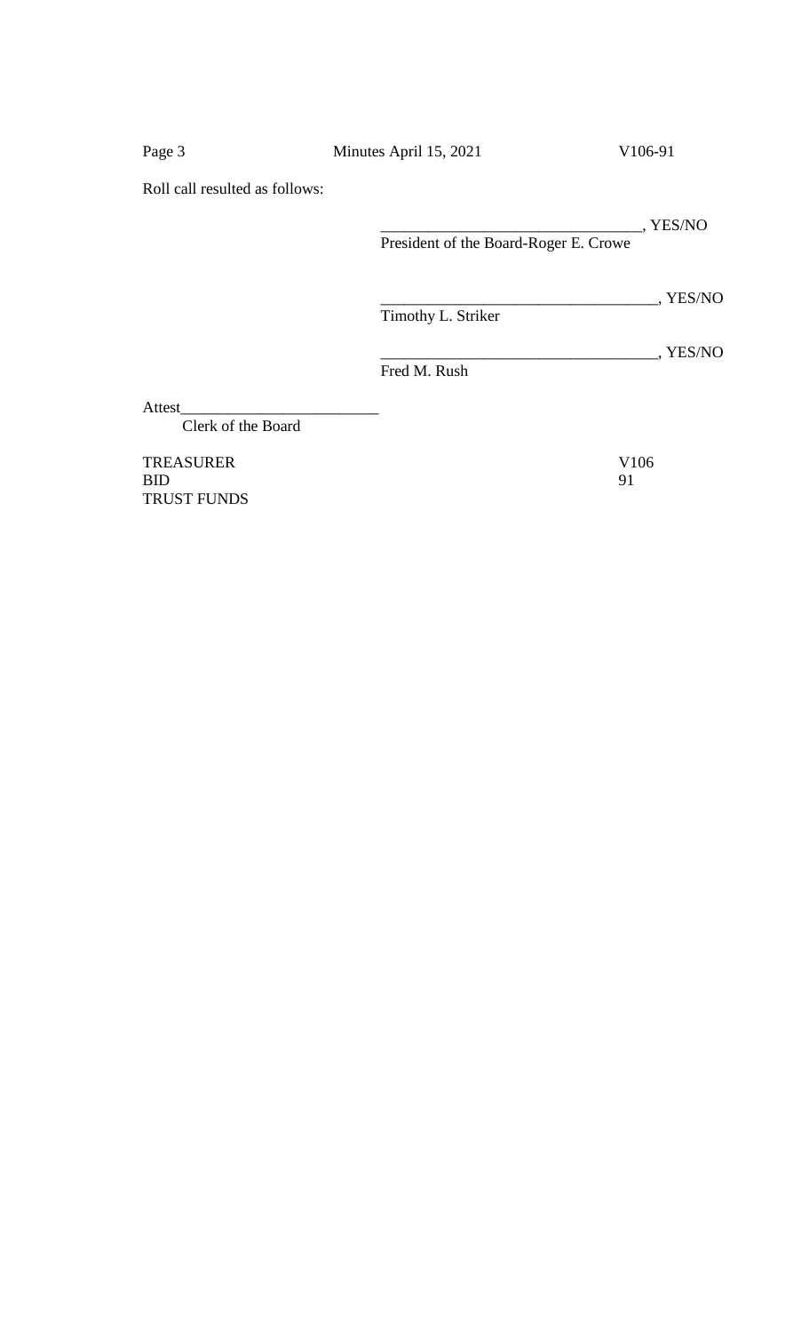Roll call resulted as follows:

\_\_\_\_\_\_\_\_\_\_\_\_\_\_\_\_\_\_\_\_\_\_\_\_\_\_\_\_\_\_\_\_\_, YES/NO
President of the Board-Roger E. Crowe

\_\_\_\_\_\_\_\_\_\_\_\_\_\_\_\_\_\_\_\_\_\_\_\_\_\_\_\_\_\_\_\_\_\_\_, YES/NO
Timothy L. Striker

\_\_\_\_\_\_\_\_\_\_\_\_\_\_\_\_\_\_\_\_\_\_\_\_\_\_\_\_\_\_\_\_\_\_\_, YES/NO
Fred M. Rush

Attest\_\_\_\_\_\_\_\_\_\_\_\_\_\_\_\_\_\_\_\_\_\_\_\_\_
Clerk of the Board

TREASURER
BID
TRUST FUNDS

V106
91